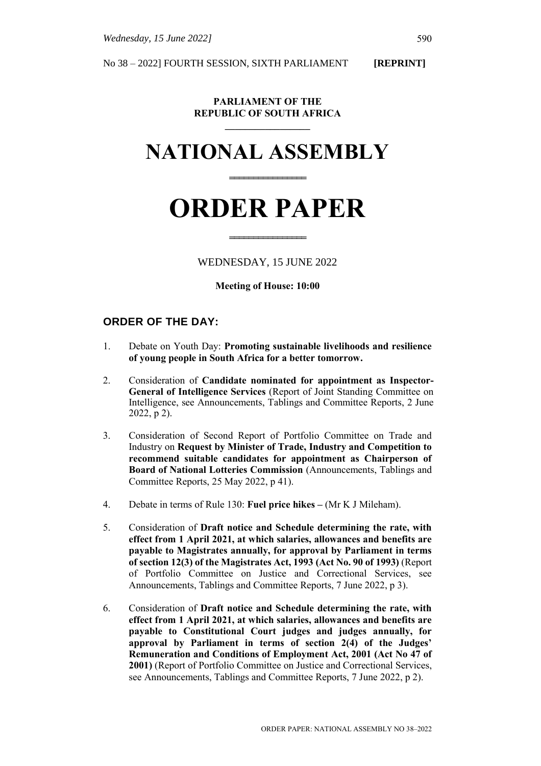No 38 – 2022] FOURTH SESSION, SIXTH PARLIAMENT **[REPRINT]**

**PARLIAMENT OF THE**
**REPUBLIC OF SOUTH AFRICA**

# NATIONAL ASSEMBLY

# ORDER PAPER

WEDNESDAY, 15 JUNE 2022

**Meeting of House: 10:00**

## ORDER OF THE DAY:

1. Debate on Youth Day: **Promoting sustainable livelihoods and resilience of young people in South Africa for a better tomorrow.**

2. Consideration of **Candidate nominated for appointment as Inspector-General of Intelligence Services** (Report of Joint Standing Committee on Intelligence, see Announcements, Tablings and Committee Reports, 2 June 2022, p 2).

3. Consideration of Second Report of Portfolio Committee on Trade and Industry on **Request by Minister of Trade, Industry and Competition to recommend suitable candidates for appointment as Chairperson of Board of National Lotteries Commission** (Announcements, Tablings and Committee Reports, 25 May 2022, p 41).

4. Debate in terms of Rule 130: **Fuel price hikes –** (Mr K J Mileham).

5. Consideration of **Draft notice and Schedule determining the rate, with effect from 1 April 2021, at which salaries, allowances and benefits are payable to Magistrates annually, for approval by Parliament in terms of section 12(3) of the Magistrates Act, 1993 (Act No. 90 of 1993)** (Report of Portfolio Committee on Justice and Correctional Services, see Announcements, Tablings and Committee Reports, 7 June 2022, p 3).

6. Consideration of **Draft notice and Schedule determining the rate, with effect from 1 April 2021, at which salaries, allowances and benefits are payable to Constitutional Court judges and judges annually, for approval by Parliament in terms of section 2(4) of the Judges' Remuneration and Conditions of Employment Act, 2001 (Act No 47 of 2001)** (Report of Portfolio Committee on Justice and Correctional Services, see Announcements, Tablings and Committee Reports, 7 June 2022, p 2).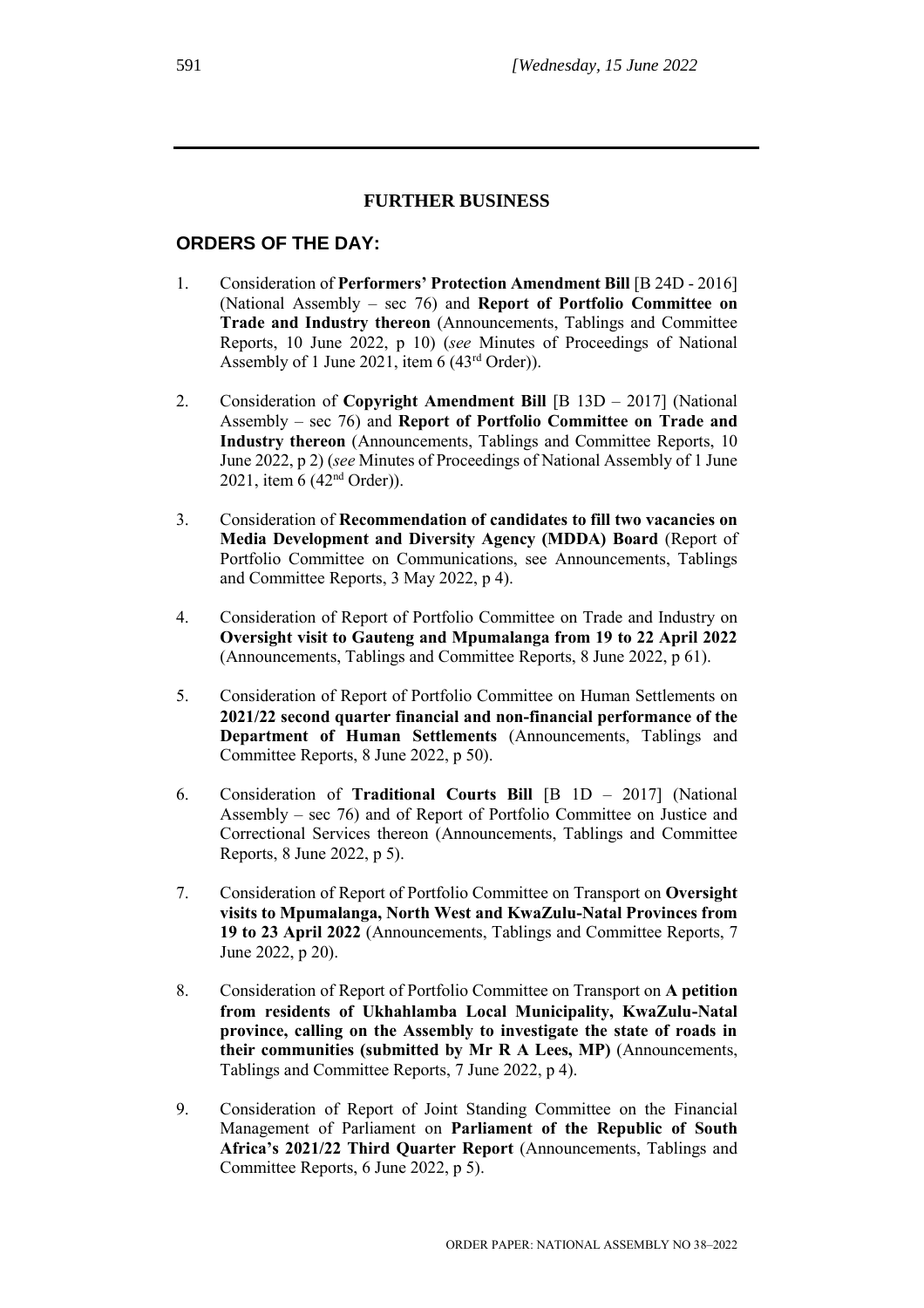## FURTHER BUSINESS

## ORDERS OF THE DAY:

1. Consideration of **Performers' Protection Amendment Bill** [B 24D - 2016] (National Assembly – sec 76) and **Report of Portfolio Committee on Trade and Industry thereon** (Announcements, Tablings and Committee Reports, 10 June 2022, p 10) (*see* Minutes of Proceedings of National Assembly of 1 June 2021, item 6 (43rd Order)).

2. Consideration of **Copyright Amendment Bill** [B 13D – 2017] (National Assembly – sec 76) and **Report of Portfolio Committee on Trade and Industry thereon** (Announcements, Tablings and Committee Reports, 10 June 2022, p 2) (*see* Minutes of Proceedings of National Assembly of 1 June 2021, item 6 (42nd Order)).

3. Consideration of **Recommendation of candidates to fill two vacancies on Media Development and Diversity Agency (MDDA) Board** (Report of Portfolio Committee on Communications, see Announcements, Tablings and Committee Reports, 3 May 2022, p 4).

4. Consideration of Report of Portfolio Committee on Trade and Industry on **Oversight visit to Gauteng and Mpumalanga from 19 to 22 April 2022** (Announcements, Tablings and Committee Reports, 8 June 2022, p 61).

5. Consideration of Report of Portfolio Committee on Human Settlements on **2021/22 second quarter financial and non-financial performance of the Department of Human Settlements** (Announcements, Tablings and Committee Reports, 8 June 2022, p 50).

6. Consideration of **Traditional Courts Bill** [B 1D – 2017] (National Assembly – sec 76) and of Report of Portfolio Committee on Justice and Correctional Services thereon (Announcements, Tablings and Committee Reports, 8 June 2022, p 5).

7. Consideration of Report of Portfolio Committee on Transport on **Oversight visits to Mpumalanga, North West and KwaZulu-Natal Provinces from 19 to 23 April 2022** (Announcements, Tablings and Committee Reports, 7 June 2022, p 20).

8. Consideration of Report of Portfolio Committee on Transport on **A petition from residents of Ukhahlamba Local Municipality, KwaZulu-Natal province, calling on the Assembly to investigate the state of roads in their communities (submitted by Mr R A Lees, MP)** (Announcements, Tablings and Committee Reports, 7 June 2022, p 4).

9. Consideration of Report of Joint Standing Committee on the Financial Management of Parliament on **Parliament of the Republic of South Africa's 2021/22 Third Quarter Report** (Announcements, Tablings and Committee Reports, 6 June 2022, p 5).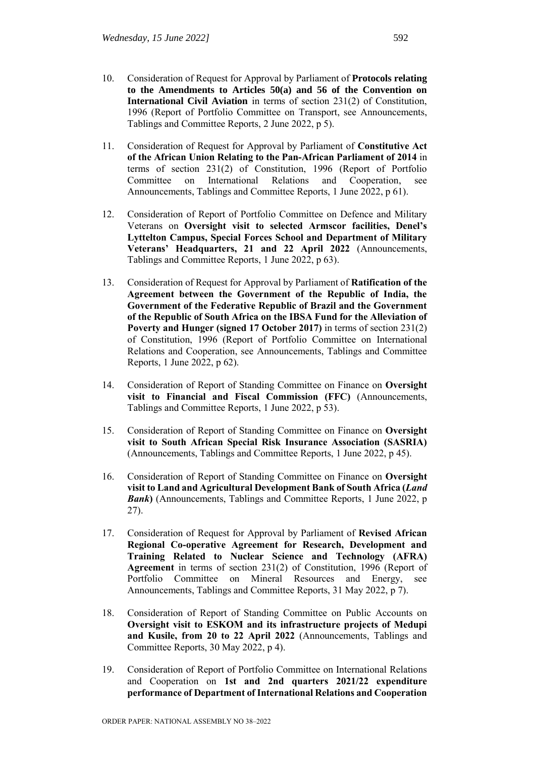10. Consideration of Request for Approval by Parliament of **Protocols relating to the Amendments to Articles 50(a) and 56 of the Convention on International Civil Aviation** in terms of section 231(2) of Constitution, 1996 (Report of Portfolio Committee on Transport, see Announcements, Tablings and Committee Reports, 2 June 2022, p 5).

11. Consideration of Request for Approval by Parliament of **Constitutive Act of the African Union Relating to the Pan-African Parliament of 2014** in terms of section 231(2) of Constitution, 1996 (Report of Portfolio Committee on International Relations and Cooperation, see Announcements, Tablings and Committee Reports, 1 June 2022, p 61).

12. Consideration of Report of Portfolio Committee on Defence and Military Veterans on **Oversight visit to selected Armscor facilities, Denel's Lyttelton Campus, Special Forces School and Department of Military Veterans' Headquarters, 21 and 22 April 2022** (Announcements, Tablings and Committee Reports, 1 June 2022, p 63).

13. Consideration of Request for Approval by Parliament of **Ratification of the Agreement between the Government of the Republic of India, the Government of the Federative Republic of Brazil and the Government of the Republic of South Africa on the IBSA Fund for the Alleviation of Poverty and Hunger (signed 17 October 2017)** in terms of section 231(2) of Constitution, 1996 (Report of Portfolio Committee on International Relations and Cooperation, see Announcements, Tablings and Committee Reports, 1 June 2022, p 62).

14. Consideration of Report of Standing Committee on Finance on **Oversight visit to Financial and Fiscal Commission (FFC)** (Announcements, Tablings and Committee Reports, 1 June 2022, p 53).

15. Consideration of Report of Standing Committee on Finance on **Oversight visit to South African Special Risk Insurance Association (SASRIA)** (Announcements, Tablings and Committee Reports, 1 June 2022, p 45).

16. Consideration of Report of Standing Committee on Finance on **Oversight visit to Land and Agricultural Development Bank of South Africa (*Land Bank*)** (Announcements, Tablings and Committee Reports, 1 June 2022, p 27).

17. Consideration of Request for Approval by Parliament of **Revised African Regional Co-operative Agreement for Research, Development and Training Related to Nuclear Science and Technology (AFRA) Agreement** in terms of section 231(2) of Constitution, 1996 (Report of Portfolio Committee on Mineral Resources and Energy, see Announcements, Tablings and Committee Reports, 31 May 2022, p 7).

18. Consideration of Report of Standing Committee on Public Accounts on **Oversight visit to ESKOM and its infrastructure projects of Medupi and Kusile, from 20 to 22 April 2022** (Announcements, Tablings and Committee Reports, 30 May 2022, p 4).

19. Consideration of Report of Portfolio Committee on International Relations and Cooperation on **1st and 2nd quarters 2021/22 expenditure performance of Department of International Relations and Cooperation**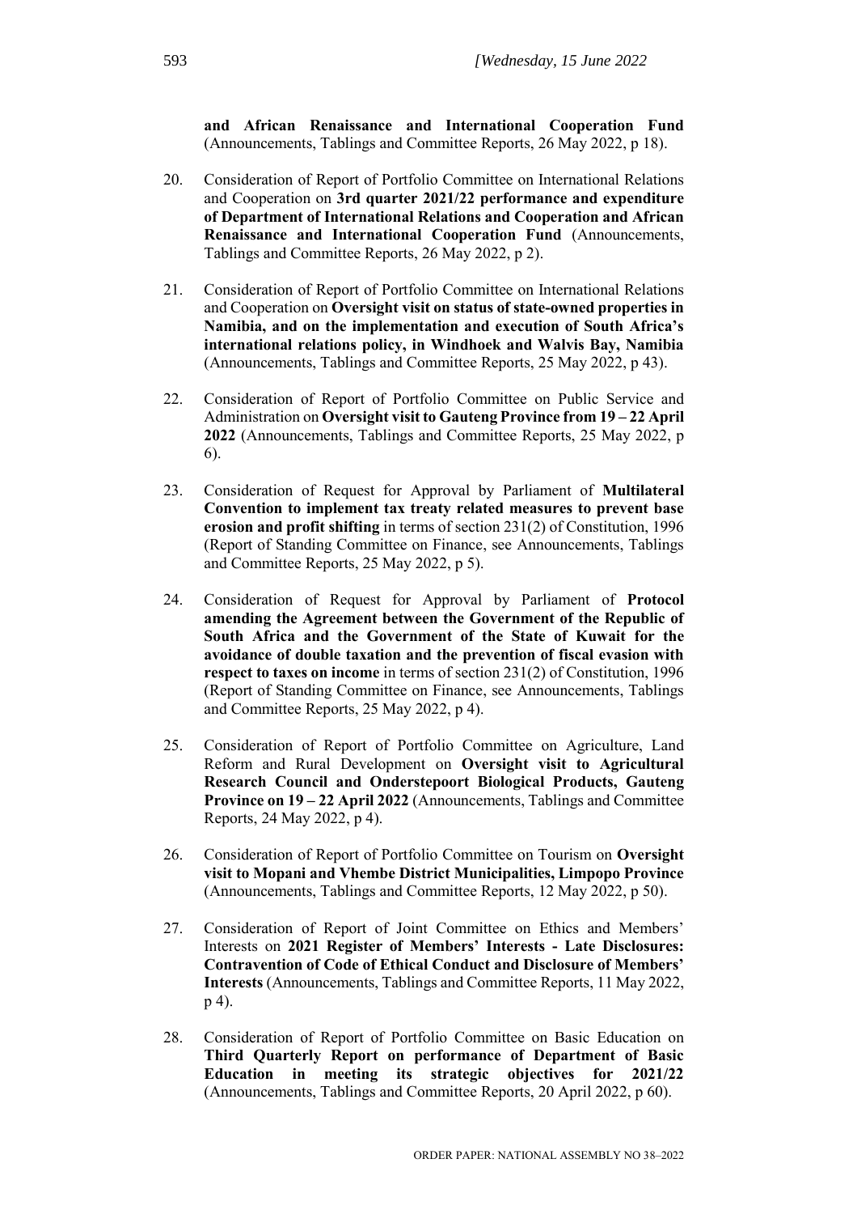**and African Renaissance and International Cooperation Fund** (Announcements, Tablings and Committee Reports, 26 May 2022, p 18).

20. Consideration of Report of Portfolio Committee on International Relations and Cooperation on **3rd quarter 2021/22 performance and expenditure of Department of International Relations and Cooperation and African Renaissance and International Cooperation Fund** (Announcements, Tablings and Committee Reports, 26 May 2022, p 2).

21. Consideration of Report of Portfolio Committee on International Relations and Cooperation on **Oversight visit on status of state-owned properties in Namibia, and on the implementation and execution of South Africa's international relations policy, in Windhoek and Walvis Bay, Namibia** (Announcements, Tablings and Committee Reports, 25 May 2022, p 43).

22. Consideration of Report of Portfolio Committee on Public Service and Administration on **Oversight visit to Gauteng Province from 19 – 22 April 2022** (Announcements, Tablings and Committee Reports, 25 May 2022, p 6).

23. Consideration of Request for Approval by Parliament of **Multilateral Convention to implement tax treaty related measures to prevent base erosion and profit shifting** in terms of section 231(2) of Constitution, 1996 (Report of Standing Committee on Finance, see Announcements, Tablings and Committee Reports, 25 May 2022, p 5).

24. Consideration of Request for Approval by Parliament of **Protocol amending the Agreement between the Government of the Republic of South Africa and the Government of the State of Kuwait for the avoidance of double taxation and the prevention of fiscal evasion with respect to taxes on income** in terms of section 231(2) of Constitution, 1996 (Report of Standing Committee on Finance, see Announcements, Tablings and Committee Reports, 25 May 2022, p 4).

25. Consideration of Report of Portfolio Committee on Agriculture, Land Reform and Rural Development on **Oversight visit to Agricultural Research Council and Onderstepoort Biological Products, Gauteng Province on 19 – 22 April 2022** (Announcements, Tablings and Committee Reports, 24 May 2022, p 4).

26. Consideration of Report of Portfolio Committee on Tourism on **Oversight visit to Mopani and Vhembe District Municipalities, Limpopo Province** (Announcements, Tablings and Committee Reports, 12 May 2022, p 50).

27. Consideration of Report of Joint Committee on Ethics and Members' Interests on **2021 Register of Members' Interests - Late Disclosures: Contravention of Code of Ethical Conduct and Disclosure of Members' Interests** (Announcements, Tablings and Committee Reports, 11 May 2022, p 4).

28. Consideration of Report of Portfolio Committee on Basic Education on **Third Quarterly Report on performance of Department of Basic Education in meeting its strategic objectives for 2021/22** (Announcements, Tablings and Committee Reports, 20 April 2022, p 60).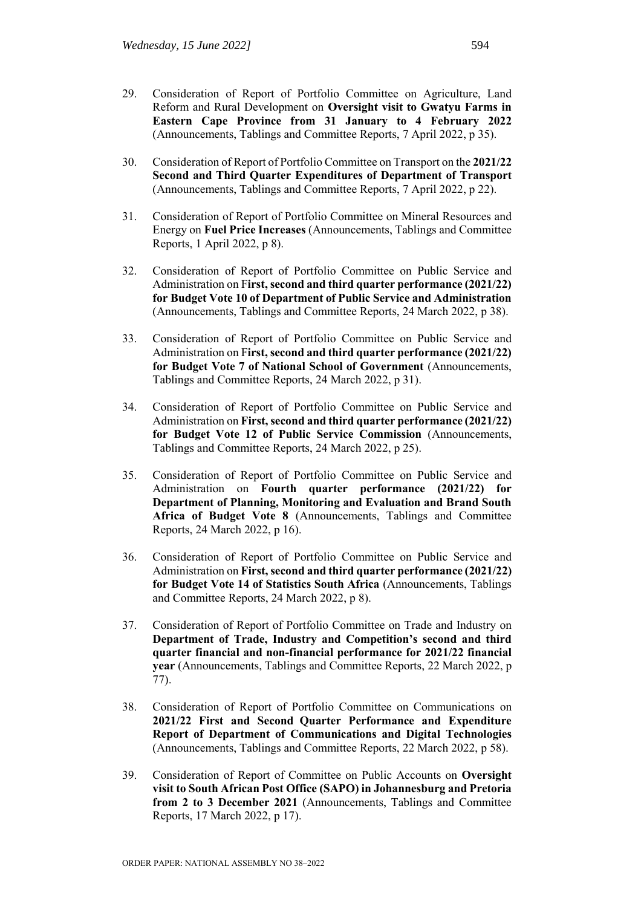29. Consideration of Report of Portfolio Committee on Agriculture, Land Reform and Rural Development on **Oversight visit to Gwatyu Farms in Eastern Cape Province from 31 January to 4 February 2022** (Announcements, Tablings and Committee Reports, 7 April 2022, p 35).

30. Consideration of Report of Portfolio Committee on Transport on the **2021/22 Second and Third Quarter Expenditures of Department of Transport** (Announcements, Tablings and Committee Reports, 7 April 2022, p 22).

31. Consideration of Report of Portfolio Committee on Mineral Resources and Energy on **Fuel Price Increases** (Announcements, Tablings and Committee Reports, 1 April 2022, p 8).

32. Consideration of Report of Portfolio Committee on Public Service and Administration on F**irst, second and third quarter performance (2021/22) for Budget Vote 10 of Department of Public Service and Administration** (Announcements, Tablings and Committee Reports, 24 March 2022, p 38).

33. Consideration of Report of Portfolio Committee on Public Service and Administration on F**irst, second and third quarter performance (2021/22) for Budget Vote 7 of National School of Government** (Announcements, Tablings and Committee Reports, 24 March 2022, p 31).

34. Consideration of Report of Portfolio Committee on Public Service and Administration on **First, second and third quarter performance (2021/22) for Budget Vote 12 of Public Service Commission** (Announcements, Tablings and Committee Reports, 24 March 2022, p 25).

35. Consideration of Report of Portfolio Committee on Public Service and Administration on **Fourth quarter performance (2021/22) for Department of Planning, Monitoring and Evaluation and Brand South Africa of Budget Vote 8** (Announcements, Tablings and Committee Reports, 24 March 2022, p 16).

36. Consideration of Report of Portfolio Committee on Public Service and Administration on **First, second and third quarter performance (2021/22) for Budget Vote 14 of Statistics South Africa** (Announcements, Tablings and Committee Reports, 24 March 2022, p 8).

37. Consideration of Report of Portfolio Committee on Trade and Industry on **Department of Trade, Industry and Competition's second and third quarter financial and non-financial performance for 2021/22 financial year** (Announcements, Tablings and Committee Reports, 22 March 2022, p 77).

38. Consideration of Report of Portfolio Committee on Communications on **2021/22 First and Second Quarter Performance and Expenditure Report of Department of Communications and Digital Technologies** (Announcements, Tablings and Committee Reports, 22 March 2022, p 58).

39. Consideration of Report of Committee on Public Accounts on **Oversight visit to South African Post Office (SAPO) in Johannesburg and Pretoria from 2 to 3 December 2021** (Announcements, Tablings and Committee Reports, 17 March 2022, p 17).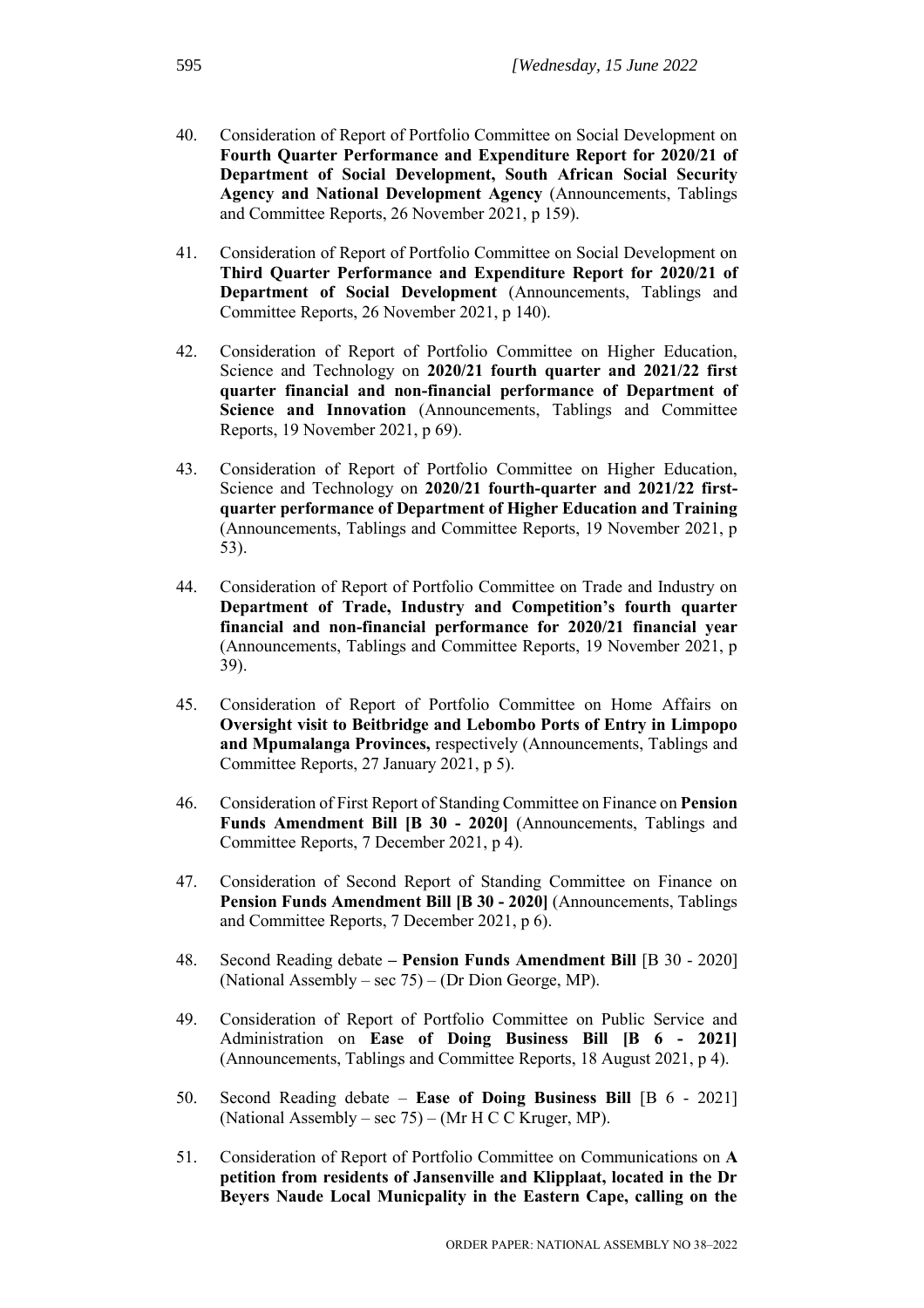40. Consideration of Report of Portfolio Committee on Social Development on **Fourth Quarter Performance and Expenditure Report for 2020/21 of Department of Social Development, South African Social Security Agency and National Development Agency** (Announcements, Tablings and Committee Reports, 26 November 2021, p 159).

41. Consideration of Report of Portfolio Committee on Social Development on **Third Quarter Performance and Expenditure Report for 2020/21 of Department of Social Development** (Announcements, Tablings and Committee Reports, 26 November 2021, p 140).

42. Consideration of Report of Portfolio Committee on Higher Education, Science and Technology on **2020/21 fourth quarter and 2021/22 first quarter financial and non-financial performance of Department of Science and Innovation** (Announcements, Tablings and Committee Reports, 19 November 2021, p 69).

43. Consideration of Report of Portfolio Committee on Higher Education, Science and Technology on **2020/21 fourth-quarter and 2021/22 first-quarter performance of Department of Higher Education and Training** (Announcements, Tablings and Committee Reports, 19 November 2021, p 53).

44. Consideration of Report of Portfolio Committee on Trade and Industry on **Department of Trade, Industry and Competition's fourth quarter financial and non-financial performance for 2020/21 financial year** (Announcements, Tablings and Committee Reports, 19 November 2021, p 39).

45. Consideration of Report of Portfolio Committee on Home Affairs on **Oversight visit to Beitbridge and Lebombo Ports of Entry in Limpopo and Mpumalanga Provinces,** respectively (Announcements, Tablings and Committee Reports, 27 January 2021, p 5).

46. Consideration of First Report of Standing Committee on Finance on **Pension Funds Amendment Bill [B 30 - 2020]** (Announcements, Tablings and Committee Reports, 7 December 2021, p 4).

47. Consideration of Second Report of Standing Committee on Finance on **Pension Funds Amendment Bill [B 30 - 2020]** (Announcements, Tablings and Committee Reports, 7 December 2021, p 6).

48. Second Reading debate **– Pension Funds Amendment Bill** [B 30 - 2020] (National Assembly – sec 75) – (Dr Dion George, MP).

49. Consideration of Report of Portfolio Committee on Public Service and Administration on **Ease of Doing Business Bill [B 6 - 2021]** (Announcements, Tablings and Committee Reports, 18 August 2021, p 4).

50. Second Reading debate – **Ease of Doing Business Bill** [B 6 - 2021] (National Assembly – sec 75) – (Mr H C C Kruger, MP).

51. Consideration of Report of Portfolio Committee on Communications on **A petition from residents of Jansenville and Klipplaat, located in the Dr Beyers Naude Local Municpality in the Eastern Cape, calling on the**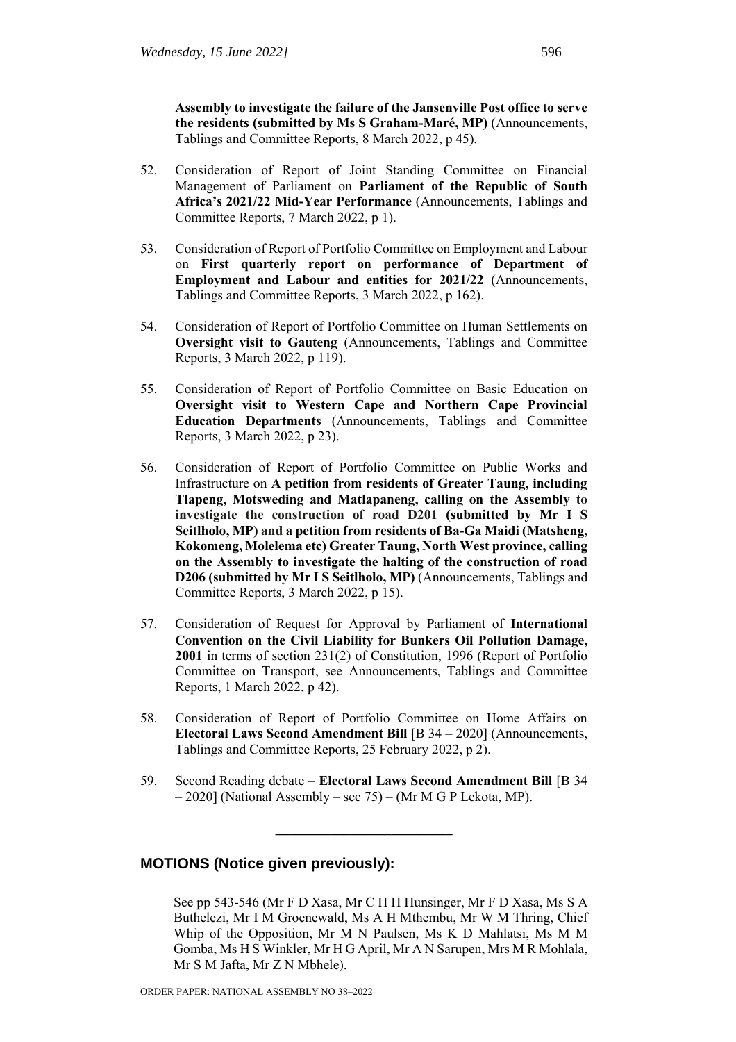**Assembly to investigate the failure of the Jansenville Post office to serve the residents (submitted by Ms S Graham-Maré, MP)** (Announcements, Tablings and Committee Reports, 8 March 2022, p 45).

52. Consideration of Report of Joint Standing Committee on Financial Management of Parliament on **Parliament of the Republic of South Africa's 2021/22 Mid-Year Performance** (Announcements, Tablings and Committee Reports, 7 March 2022, p 1).

53. Consideration of Report of Portfolio Committee on Employment and Labour on **First quarterly report on performance of Department of Employment and Labour and entities for 2021/22** (Announcements, Tablings and Committee Reports, 3 March 2022, p 162).

54. Consideration of Report of Portfolio Committee on Human Settlements on **Oversight visit to Gauteng** (Announcements, Tablings and Committee Reports, 3 March 2022, p 119).

55. Consideration of Report of Portfolio Committee on Basic Education on **Oversight visit to Western Cape and Northern Cape Provincial Education Departments** (Announcements, Tablings and Committee Reports, 3 March 2022, p 23).

56. Consideration of Report of Portfolio Committee on Public Works and Infrastructure on **A petition from residents of Greater Taung, including Tlapeng, Motsweding and Matlapaneng, calling on the Assembly to investigate the construction of road D201 (submitted by Mr I S Seitlholo, MP) and a petition from residents of Ba-Ga Maidi (Matsheng, Kokomeng, Molelema etc) Greater Taung, North West province, calling on the Assembly to investigate the halting of the construction of road D206 (submitted by Mr I S Seitlholo, MP)** (Announcements, Tablings and Committee Reports, 3 March 2022, p 15).

57. Consideration of Request for Approval by Parliament of **International Convention on the Civil Liability for Bunkers Oil Pollution Damage, 2001** in terms of section 231(2) of Constitution, 1996 (Report of Portfolio Committee on Transport, see Announcements, Tablings and Committee Reports, 1 March 2022, p 42).

58. Consideration of Report of Portfolio Committee on Home Affairs on **Electoral Laws Second Amendment Bill** [B 34 – 2020] (Announcements, Tablings and Committee Reports, 25 February 2022, p 2).

59. Second Reading debate – **Electoral Laws Second Amendment Bill** [B 34 – 2020] (National Assembly – sec 75) – (Mr M G P Lekota, MP).

---

## MOTIONS (Notice given previously):

See pp 543-546 (Mr F D Xasa, Mr C H H Hunsinger, Mr F D Xasa, Ms S A Buthelezi, Mr I M Groenewald, Ms A H Mthembu, Mr W M Thring, Chief Whip of the Opposition, Mr M N Paulsen, Ms K D Mahlatsi, Ms M M Gomba, Ms H S Winkler, Mr H G April, Mr A N Sarupen, Mrs M R Mohlala, Mr S M Jafta, Mr Z N Mbhele).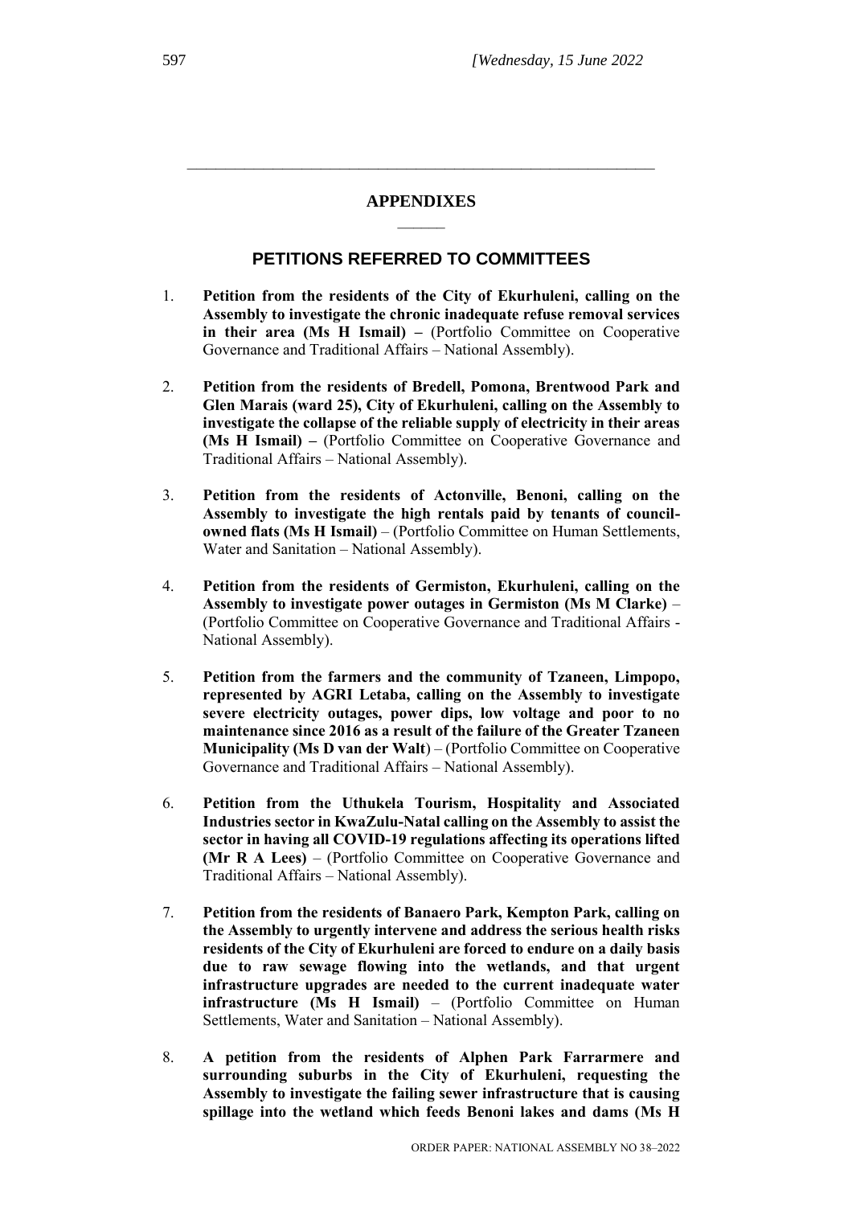## APPENDIXES

### PETITIONS REFERRED TO COMMITTEES

1. **Petition from the residents of the City of Ekurhuleni, calling on the Assembly to investigate the chronic inadequate refuse removal services in their area (Ms H Ismail) –** (Portfolio Committee on Cooperative Governance and Traditional Affairs – National Assembly).

2. **Petition from the residents of Bredell, Pomona, Brentwood Park and Glen Marais (ward 25), City of Ekurhuleni, calling on the Assembly to investigate the collapse of the reliable supply of electricity in their areas (Ms H Ismail) –** (Portfolio Committee on Cooperative Governance and Traditional Affairs – National Assembly).

3. **Petition from the residents of Actonville, Benoni, calling on the Assembly to investigate the high rentals paid by tenants of council-owned flats (Ms H Ismail)** – (Portfolio Committee on Human Settlements, Water and Sanitation – National Assembly).

4. **Petition from the residents of Germiston, Ekurhuleni, calling on the Assembly to investigate power outages in Germiston (Ms M Clarke)** – (Portfolio Committee on Cooperative Governance and Traditional Affairs - National Assembly).

5. **Petition from the farmers and the community of Tzaneen, Limpopo, represented by AGRI Letaba, calling on the Assembly to investigate severe electricity outages, power dips, low voltage and poor to no maintenance since 2016 as a result of the failure of the Greater Tzaneen Municipality (Ms D van der Walt**) – (Portfolio Committee on Cooperative Governance and Traditional Affairs – National Assembly).

6. **Petition from the Uthukela Tourism, Hospitality and Associated Industries sector in KwaZulu-Natal calling on the Assembly to assist the sector in having all COVID-19 regulations affecting its operations lifted (Mr R A Lees)** – (Portfolio Committee on Cooperative Governance and Traditional Affairs – National Assembly).

7. **Petition from the residents of Banaero Park, Kempton Park, calling on the Assembly to urgently intervene and address the serious health risks residents of the City of Ekurhuleni are forced to endure on a daily basis due to raw sewage flowing into the wetlands, and that urgent infrastructure upgrades are needed to the current inadequate water infrastructure (Ms H Ismail)** – (Portfolio Committee on Human Settlements, Water and Sanitation – National Assembly).

8. **A petition from the residents of Alphen Park Farrarmere and surrounding suburbs in the City of Ekurhuleni, requesting the Assembly to investigate the failing sewer infrastructure that is causing spillage into the wetland which feeds Benoni lakes and dams (Ms H**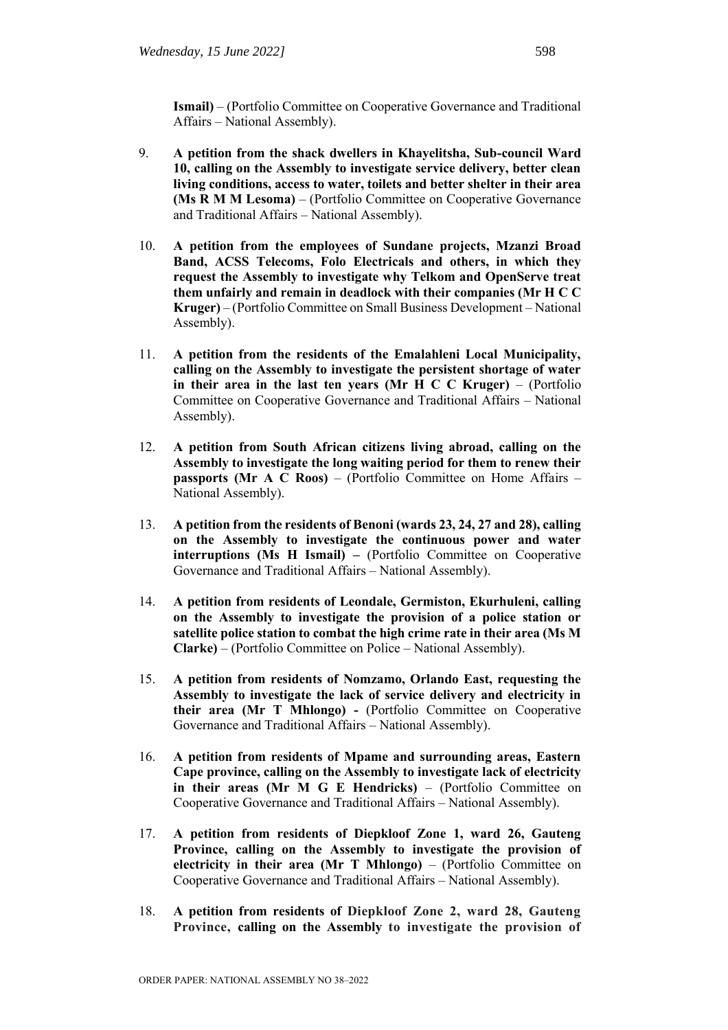**Ismail)** – (Portfolio Committee on Cooperative Governance and Traditional Affairs – National Assembly).

9. **A petition from the shack dwellers in Khayelitsha, Sub-council Ward 10, calling on the Assembly to investigate service delivery, better clean living conditions, access to water, toilets and better shelter in their area (Ms R M M Lesoma)** – (Portfolio Committee on Cooperative Governance and Traditional Affairs – National Assembly).

10. **A petition from the employees of Sundane projects, Mzanzi Broad Band, ACSS Telecoms, Folo Electricals and others, in which they request the Assembly to investigate why Telkom and OpenServe treat them unfairly and remain in deadlock with their companies (Mr H C C Kruger)** – (Portfolio Committee on Small Business Development – National Assembly).

11. **A petition from the residents of the Emalahleni Local Municipality, calling on the Assembly to investigate the persistent shortage of water in their area in the last ten years (Mr H C C Kruger)** – (Portfolio Committee on Cooperative Governance and Traditional Affairs – National Assembly).

12. **A petition from South African citizens living abroad, calling on the Assembly to investigate the long waiting period for them to renew their passports (Mr A C Roos)** – (Portfolio Committee on Home Affairs – National Assembly).

13. **A petition from the residents of Benoni (wards 23, 24, 27 and 28), calling on the Assembly to investigate the continuous power and water interruptions (Ms H Ismail) –** (Portfolio Committee on Cooperative Governance and Traditional Affairs – National Assembly).

14. **A petition from residents of Leondale, Germiston, Ekurhuleni, calling on the Assembly to investigate the provision of a police station or satellite police station to combat the high crime rate in their area (Ms M Clarke)** – (Portfolio Committee on Police – National Assembly).

15. **A petition from residents of Nomzamo, Orlando East, requesting the Assembly to investigate the lack of service delivery and electricity in their area (Mr T Mhlongo) -** (Portfolio Committee on Cooperative Governance and Traditional Affairs – National Assembly).

16. **A petition from residents of Mpame and surrounding areas, Eastern Cape province, calling on the Assembly to investigate lack of electricity in their areas (Mr M G E Hendricks)** – (Portfolio Committee on Cooperative Governance and Traditional Affairs – National Assembly).

17. **A petition from residents of Diepkloof Zone 1, ward 26, Gauteng Province, calling on the Assembly to investigate the provision of electricity in their area (Mr T Mhlongo)** – (Portfolio Committee on Cooperative Governance and Traditional Affairs – National Assembly).

18. **A petition from residents of Diepkloof Zone 2, ward 28, Gauteng Province, calling on the Assembly to investigate the provision of**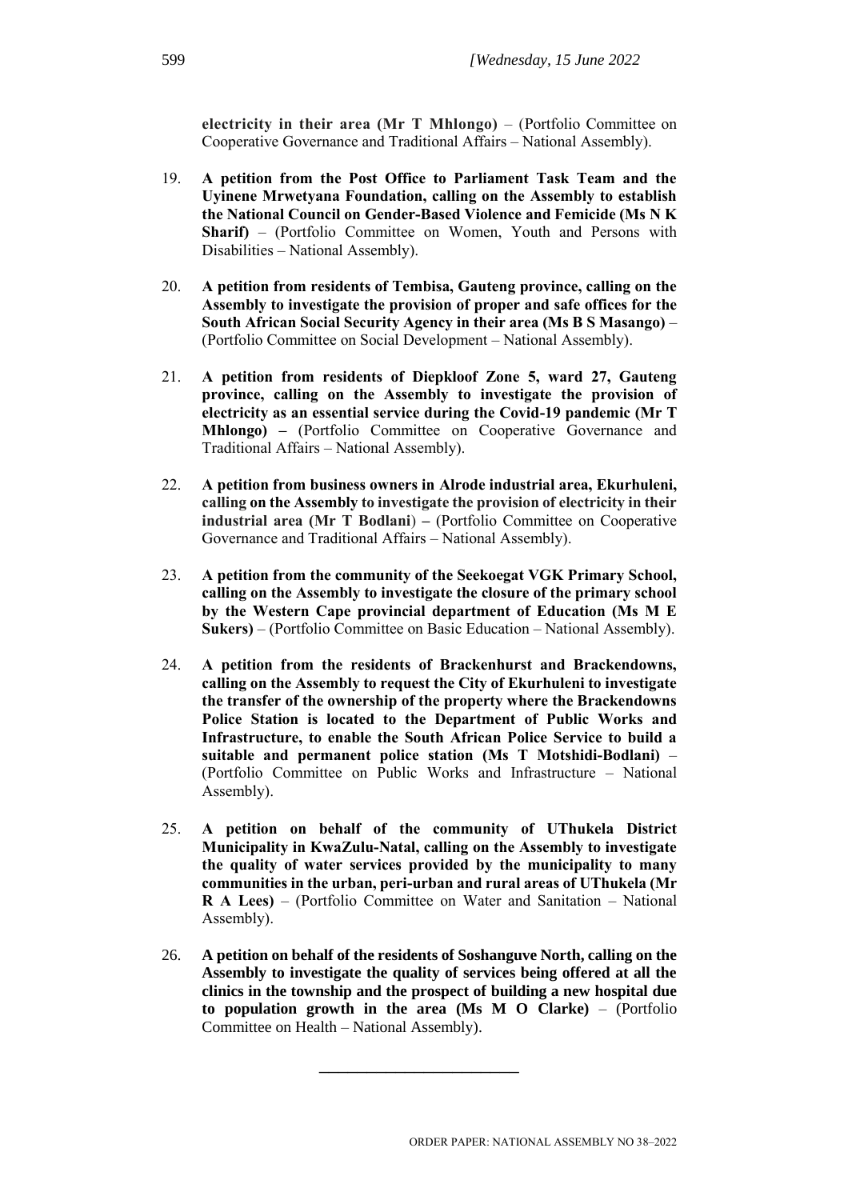**electricity in their area (Mr T Mhlongo)** – (Portfolio Committee on Cooperative Governance and Traditional Affairs – National Assembly).

19. **A petition from the Post Office to Parliament Task Team and the Uyinene Mrwetyana Foundation, calling on the Assembly to establish the National Council on Gender-Based Violence and Femicide (Ms N K Sharif)** – (Portfolio Committee on Women, Youth and Persons with Disabilities – National Assembly).

20. **A petition from residents of Tembisa, Gauteng province, calling on the Assembly to investigate the provision of proper and safe offices for the South African Social Security Agency in their area (Ms B S Masango)** – (Portfolio Committee on Social Development – National Assembly).

21. **A petition from residents of Diepkloof Zone 5, ward 27, Gauteng province, calling on the Assembly to investigate the provision of electricity as an essential service during the Covid-19 pandemic (Mr T Mhlongo) –** (Portfolio Committee on Cooperative Governance and Traditional Affairs – National Assembly).

22. **A petition from business owners in Alrode industrial area, Ekurhuleni, calling on the Assembly to investigate the provision of electricity in their industrial area (Mr T Bodlani) –** (Portfolio Committee on Cooperative Governance and Traditional Affairs – National Assembly).

23. **A petition from the community of the Seekoegat VGK Primary School, calling on the Assembly to investigate the closure of the primary school by the Western Cape provincial department of Education (Ms M E Sukers)** – (Portfolio Committee on Basic Education – National Assembly).

24. **A petition from the residents of Brackenhurst and Brackendowns, calling on the Assembly to request the City of Ekurhuleni to investigate the transfer of the ownership of the property where the Brackendowns Police Station is located to the Department of Public Works and Infrastructure, to enable the South African Police Service to build a suitable and permanent police station (Ms T Motshidi-Bodlani)** – (Portfolio Committee on Public Works and Infrastructure – National Assembly).

25. **A petition on behalf of the community of UThukela District Municipality in KwaZulu-Natal, calling on the Assembly to investigate the quality of water services provided by the municipality to many communities in the urban, peri-urban and rural areas of UThukela (Mr R A Lees)** – (Portfolio Committee on Water and Sanitation – National Assembly).

26. **A petition on behalf of the residents of Soshanguve North, calling on the Assembly to investigate the quality of services being offered at all the clinics in the township and the prospect of building a new hospital due to population growth in the area (Ms M O Clarke)** – (Portfolio Committee on Health – National Assembly).

---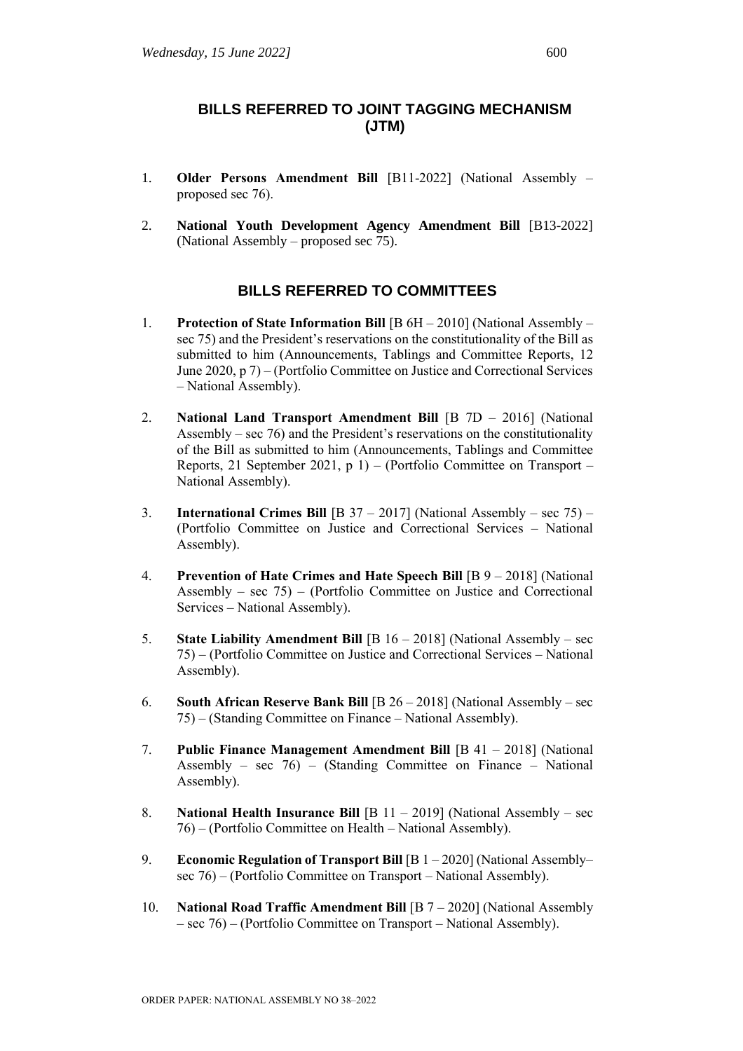## BILLS REFERRED TO JOINT TAGGING MECHANISM (JTM)

1. **Older Persons Amendment Bill** [B11-2022] (National Assembly – proposed sec 76).

2. **National Youth Development Agency Amendment Bill** [B13-2022] (National Assembly – proposed sec 75).

## BILLS REFERRED TO COMMITTEES

1. **Protection of State Information Bill** [B 6H – 2010] (National Assembly – sec 75) and the President's reservations on the constitutionality of the Bill as submitted to him (Announcements, Tablings and Committee Reports, 12 June 2020, p 7) – (Portfolio Committee on Justice and Correctional Services – National Assembly).

2. **National Land Transport Amendment Bill** [B 7D – 2016] (National Assembly – sec 76) and the President's reservations on the constitutionality of the Bill as submitted to him (Announcements, Tablings and Committee Reports, 21 September 2021, p 1) – (Portfolio Committee on Transport – National Assembly).

3. **International Crimes Bill** [B 37 – 2017] (National Assembly – sec 75) – (Portfolio Committee on Justice and Correctional Services – National Assembly).

4. **Prevention of Hate Crimes and Hate Speech Bill** [B 9 – 2018] (National Assembly – sec 75) – (Portfolio Committee on Justice and Correctional Services – National Assembly).

5. **State Liability Amendment Bill** [B 16 – 2018] (National Assembly – sec 75) – (Portfolio Committee on Justice and Correctional Services – National Assembly).

6. **South African Reserve Bank Bill** [B 26 – 2018] (National Assembly – sec 75) – (Standing Committee on Finance – National Assembly).

7. **Public Finance Management Amendment Bill** [B 41 – 2018] (National Assembly – sec 76) – (Standing Committee on Finance – National Assembly).

8. **National Health Insurance Bill** [B 11 – 2019] (National Assembly – sec 76) – (Portfolio Committee on Health – National Assembly).

9. **Economic Regulation of Transport Bill** [B 1 – 2020] (National Assembly– sec 76) – (Portfolio Committee on Transport – National Assembly).

10. **National Road Traffic Amendment Bill** [B 7 – 2020] (National Assembly – sec 76) – (Portfolio Committee on Transport – National Assembly).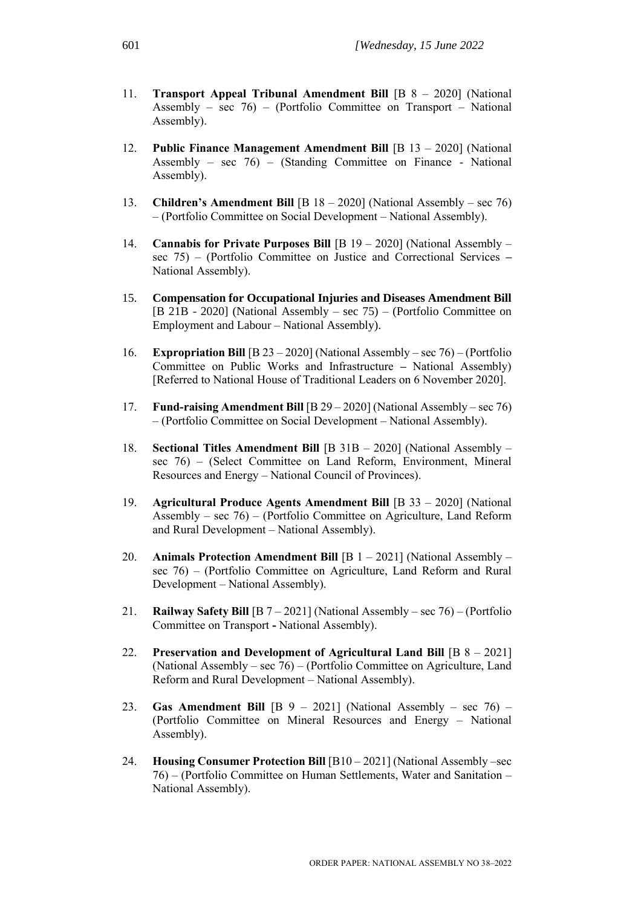11. **Transport Appeal Tribunal Amendment Bill** [B 8 – 2020] (National Assembly – sec 76) – (Portfolio Committee on Transport – National Assembly).

12. **Public Finance Management Amendment Bill** [B 13 – 2020] (National Assembly – sec 76) – (Standing Committee on Finance - National Assembly).

13. **Children's Amendment Bill** [B 18 – 2020] (National Assembly – sec 76) – (Portfolio Committee on Social Development – National Assembly).

14. **Cannabis for Private Purposes Bill** [B 19 – 2020] (National Assembly – sec 75) – (Portfolio Committee on Justice and Correctional Services **–** National Assembly).

15. **Compensation for Occupational Injuries and Diseases Amendment Bill** [B 21B - 2020] (National Assembly – sec 75) – (Portfolio Committee on Employment and Labour – National Assembly).

16. **Expropriation Bill** [B 23 – 2020] (National Assembly – sec 76) – (Portfolio Committee on Public Works and Infrastructure **–** National Assembly) [Referred to National House of Traditional Leaders on 6 November 2020].

17. **Fund-raising Amendment Bill** [B 29 – 2020] (National Assembly – sec 76) – (Portfolio Committee on Social Development – National Assembly).

18. **Sectional Titles Amendment Bill** [B 31B – 2020] (National Assembly – sec 76) – (Select Committee on Land Reform, Environment, Mineral Resources and Energy – National Council of Provinces).

19. **Agricultural Produce Agents Amendment Bill** [B 33 – 2020] (National Assembly – sec 76) – (Portfolio Committee on Agriculture, Land Reform and Rural Development – National Assembly).

20. **Animals Protection Amendment Bill** [B 1 – 2021] (National Assembly – sec 76) – (Portfolio Committee on Agriculture, Land Reform and Rural Development – National Assembly).

21. **Railway Safety Bill** [B 7 – 2021] (National Assembly – sec 76) – (Portfolio Committee on Transport **-** National Assembly).

22. **Preservation and Development of Agricultural Land Bill** [B 8 – 2021] (National Assembly – sec 76) – (Portfolio Committee on Agriculture, Land Reform and Rural Development – National Assembly).

23. **Gas Amendment Bill** [B 9 – 2021] (National Assembly – sec 76) – (Portfolio Committee on Mineral Resources and Energy – National Assembly).

24. **Housing Consumer Protection Bill** [B10 – 2021] (National Assembly –sec 76) – (Portfolio Committee on Human Settlements, Water and Sanitation – National Assembly).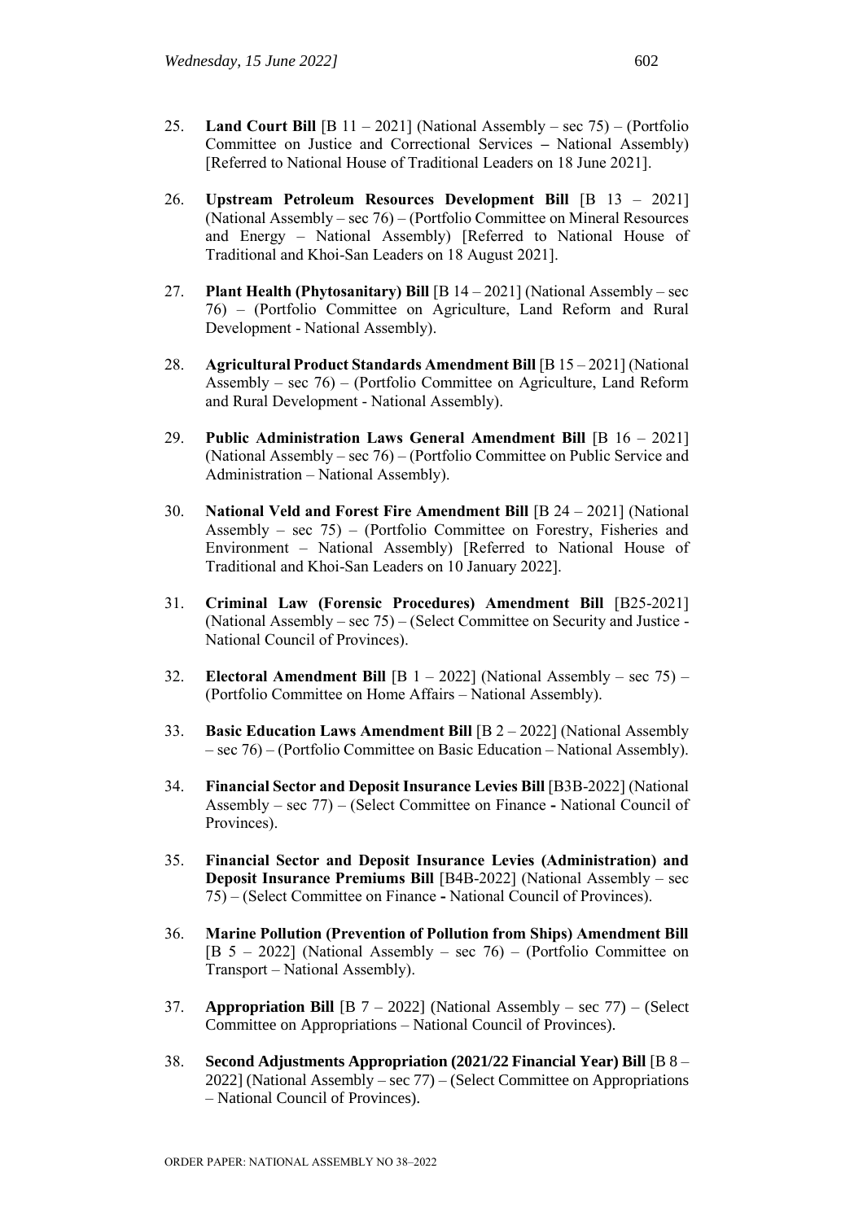25. **Land Court Bill** [B 11 – 2021] (National Assembly – sec 75) – (Portfolio Committee on Justice and Correctional Services **–** National Assembly) [Referred to National House of Traditional Leaders on 18 June 2021].

26. **Upstream Petroleum Resources Development Bill** [B 13 – 2021] (National Assembly – sec 76) – (Portfolio Committee on Mineral Resources and Energy – National Assembly) [Referred to National House of Traditional and Khoi-San Leaders on 18 August 2021].

27. **Plant Health (Phytosanitary) Bill** [B 14 – 2021] (National Assembly – sec 76) – (Portfolio Committee on Agriculture, Land Reform and Rural Development - National Assembly).

28. **Agricultural Product Standards Amendment Bill** [B 15 – 2021] (National Assembly – sec 76) – (Portfolio Committee on Agriculture, Land Reform and Rural Development - National Assembly).

29. **Public Administration Laws General Amendment Bill** [B 16 – 2021] (National Assembly – sec 76) – (Portfolio Committee on Public Service and Administration – National Assembly).

30. **National Veld and Forest Fire Amendment Bill** [B 24 – 2021] (National Assembly – sec 75) – (Portfolio Committee on Forestry, Fisheries and Environment – National Assembly) [Referred to National House of Traditional and Khoi-San Leaders on 10 January 2022].

31. **Criminal Law (Forensic Procedures) Amendment Bill** [B25-2021] (National Assembly – sec 75) – (Select Committee on Security and Justice - National Council of Provinces).

32. **Electoral Amendment Bill** [B 1 – 2022] (National Assembly – sec 75) – (Portfolio Committee on Home Affairs – National Assembly).

33. **Basic Education Laws Amendment Bill** [B 2 – 2022] (National Assembly – sec 76) – (Portfolio Committee on Basic Education – National Assembly).

34. **Financial Sector and Deposit Insurance Levies Bill** [B3B-2022] (National Assembly – sec 77) – (Select Committee on Finance **-** National Council of Provinces).

35. **Financial Sector and Deposit Insurance Levies (Administration) and Deposit Insurance Premiums Bill** [B4B-2022] (National Assembly – sec 75) – (Select Committee on Finance **-** National Council of Provinces).

36. **Marine Pollution (Prevention of Pollution from Ships) Amendment Bill** [B 5 – 2022] (National Assembly – sec 76) – (Portfolio Committee on Transport – National Assembly).

37. **Appropriation Bill** [B 7 – 2022] (National Assembly – sec 77) – (Select Committee on Appropriations – National Council of Provinces).

38. **Second Adjustments Appropriation (2021/22 Financial Year) Bill** [B 8 – 2022] (National Assembly – sec 77) – (Select Committee on Appropriations – National Council of Provinces).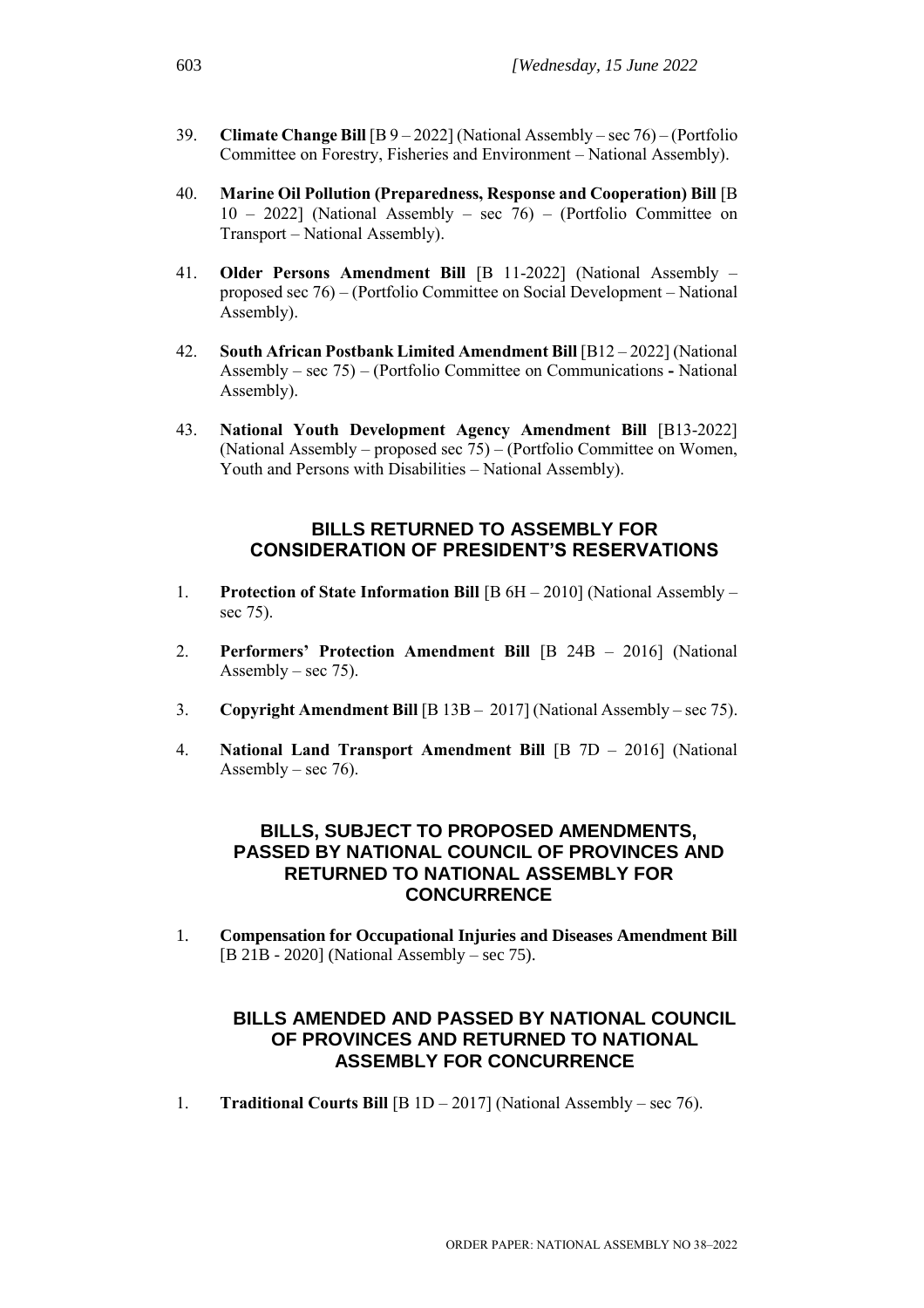39. **Climate Change Bill** [B 9 – 2022] (National Assembly – sec 76) – (Portfolio Committee on Forestry, Fisheries and Environment – National Assembly).

40. **Marine Oil Pollution (Preparedness, Response and Cooperation) Bill** [B 10 – 2022] (National Assembly – sec 76) – (Portfolio Committee on Transport – National Assembly).

41. **Older Persons Amendment Bill** [B 11-2022] (National Assembly – proposed sec 76) – (Portfolio Committee on Social Development – National Assembly).

42. **South African Postbank Limited Amendment Bill** [B12 – 2022] (National Assembly – sec 75) – (Portfolio Committee on Communications **-** National Assembly).

43. **National Youth Development Agency Amendment Bill** [B13-2022] (National Assembly – proposed sec 75) – (Portfolio Committee on Women, Youth and Persons with Disabilities – National Assembly).

## BILLS RETURNED TO ASSEMBLY FOR CONSIDERATION OF PRESIDENT'S RESERVATIONS

1. **Protection of State Information Bill** [B 6H – 2010] (National Assembly – sec 75).

2. **Performers' Protection Amendment Bill** [B 24B – 2016] (National Assembly – sec 75).

3. **Copyright Amendment Bill** [B 13B – 2017] (National Assembly – sec 75).

4. **National Land Transport Amendment Bill** [B 7D – 2016] (National Assembly – sec 76).

## BILLS, SUBJECT TO PROPOSED AMENDMENTS, PASSED BY NATIONAL COUNCIL OF PROVINCES AND RETURNED TO NATIONAL ASSEMBLY FOR CONCURRENCE

1. **Compensation for Occupational Injuries and Diseases Amendment Bill** [B 21B - 2020] (National Assembly – sec 75).

## BILLS AMENDED AND PASSED BY NATIONAL COUNCIL OF PROVINCES AND RETURNED TO NATIONAL ASSEMBLY FOR CONCURRENCE

1. **Traditional Courts Bill** [B 1D – 2017] (National Assembly – sec 76).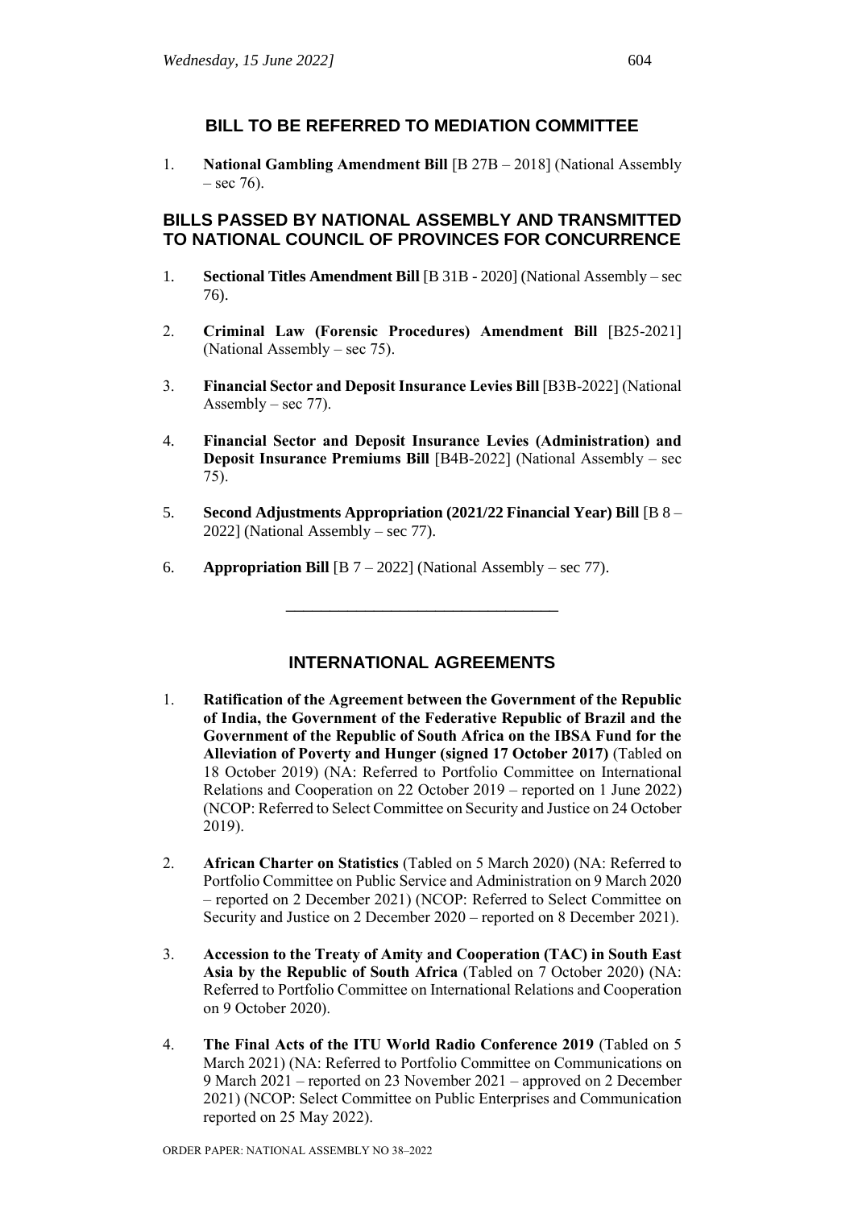## BILL TO BE REFERRED TO MEDIATION COMMITTEE

1. **National Gambling Amendment Bill** [B 27B – 2018] (National Assembly – sec 76).

## BILLS PASSED BY NATIONAL ASSEMBLY AND TRANSMITTED TO NATIONAL COUNCIL OF PROVINCES FOR CONCURRENCE

1. **Sectional Titles Amendment Bill** [B 31B - 2020] (National Assembly – sec 76).

2. **Criminal Law (Forensic Procedures) Amendment Bill** [B25-2021] (National Assembly – sec 75).

3. **Financial Sector and Deposit Insurance Levies Bill** [B3B-2022] (National Assembly – sec 77).

4. **Financial Sector and Deposit Insurance Levies (Administration) and Deposit Insurance Premiums Bill** [B4B-2022] (National Assembly – sec 75).

5. **Second Adjustments Appropriation (2021/22 Financial Year) Bill** [B 8 – 2022] (National Assembly – sec 77).

6. **Appropriation Bill** [B 7 – 2022] (National Assembly – sec 77).

---

## INTERNATIONAL AGREEMENTS

1. **Ratification of the Agreement between the Government of the Republic of India, the Government of the Federative Republic of Brazil and the Government of the Republic of South Africa on the IBSA Fund for the Alleviation of Poverty and Hunger (signed 17 October 2017)** (Tabled on 18 October 2019) (NA: Referred to Portfolio Committee on International Relations and Cooperation on 22 October 2019 – reported on 1 June 2022) (NCOP: Referred to Select Committee on Security and Justice on 24 October 2019).

2. **African Charter on Statistics** (Tabled on 5 March 2020) (NA: Referred to Portfolio Committee on Public Service and Administration on 9 March 2020 – reported on 2 December 2021) (NCOP: Referred to Select Committee on Security and Justice on 2 December 2020 – reported on 8 December 2021).

3. **Accession to the Treaty of Amity and Cooperation (TAC) in South East Asia by the Republic of South Africa** (Tabled on 7 October 2020) (NA: Referred to Portfolio Committee on International Relations and Cooperation on 9 October 2020).

4. **The Final Acts of the ITU World Radio Conference 2019** (Tabled on 5 March 2021) (NA: Referred to Portfolio Committee on Communications on 9 March 2021 – reported on 23 November 2021 – approved on 2 December 2021) (NCOP: Select Committee on Public Enterprises and Communication reported on 25 May 2022).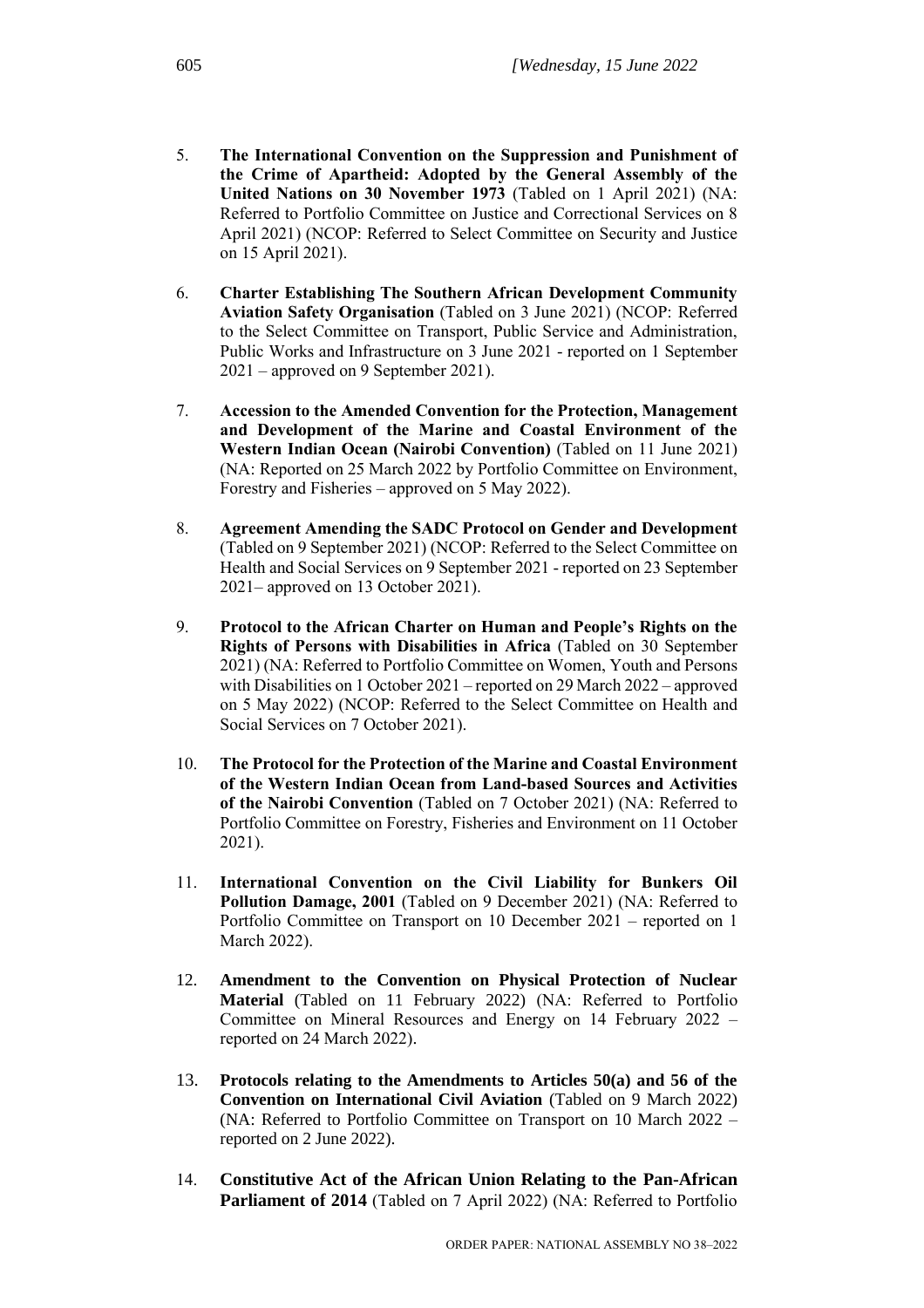5. **The International Convention on the Suppression and Punishment of the Crime of Apartheid: Adopted by the General Assembly of the United Nations on 30 November 1973** (Tabled on 1 April 2021) (NA: Referred to Portfolio Committee on Justice and Correctional Services on 8 April 2021) (NCOP: Referred to Select Committee on Security and Justice on 15 April 2021).

6. **Charter Establishing The Southern African Development Community Aviation Safety Organisation** (Tabled on 3 June 2021) (NCOP: Referred to the Select Committee on Transport, Public Service and Administration, Public Works and Infrastructure on 3 June 2021 - reported on 1 September 2021 – approved on 9 September 2021).

7. **Accession to the Amended Convention for the Protection, Management and Development of the Marine and Coastal Environment of the Western Indian Ocean (Nairobi Convention)** (Tabled on 11 June 2021) (NA: Reported on 25 March 2022 by Portfolio Committee on Environment, Forestry and Fisheries – approved on 5 May 2022).

8. **Agreement Amending the SADC Protocol on Gender and Development** (Tabled on 9 September 2021) (NCOP: Referred to the Select Committee on Health and Social Services on 9 September 2021 - reported on 23 September 2021– approved on 13 October 2021).

9. **Protocol to the African Charter on Human and People's Rights on the Rights of Persons with Disabilities in Africa** (Tabled on 30 September 2021) (NA: Referred to Portfolio Committee on Women, Youth and Persons with Disabilities on 1 October 2021 – reported on 29 March 2022 – approved on 5 May 2022) (NCOP: Referred to the Select Committee on Health and Social Services on 7 October 2021).

10. **The Protocol for the Protection of the Marine and Coastal Environment of the Western Indian Ocean from Land-based Sources and Activities of the Nairobi Convention** (Tabled on 7 October 2021) (NA: Referred to Portfolio Committee on Forestry, Fisheries and Environment on 11 October 2021).

11. **International Convention on the Civil Liability for Bunkers Oil Pollution Damage, 2001** (Tabled on 9 December 2021) (NA: Referred to Portfolio Committee on Transport on 10 December 2021 – reported on 1 March 2022).

12. **Amendment to the Convention on Physical Protection of Nuclear Material** (Tabled on 11 February 2022) (NA: Referred to Portfolio Committee on Mineral Resources and Energy on 14 February 2022 – reported on 24 March 2022).

13. **Protocols relating to the Amendments to Articles 50(a) and 56 of the Convention on International Civil Aviation** (Tabled on 9 March 2022) (NA: Referred to Portfolio Committee on Transport on 10 March 2022 – reported on 2 June 2022).

14. **Constitutive Act of the African Union Relating to the Pan-African Parliament of 2014** (Tabled on 7 April 2022) (NA: Referred to Portfolio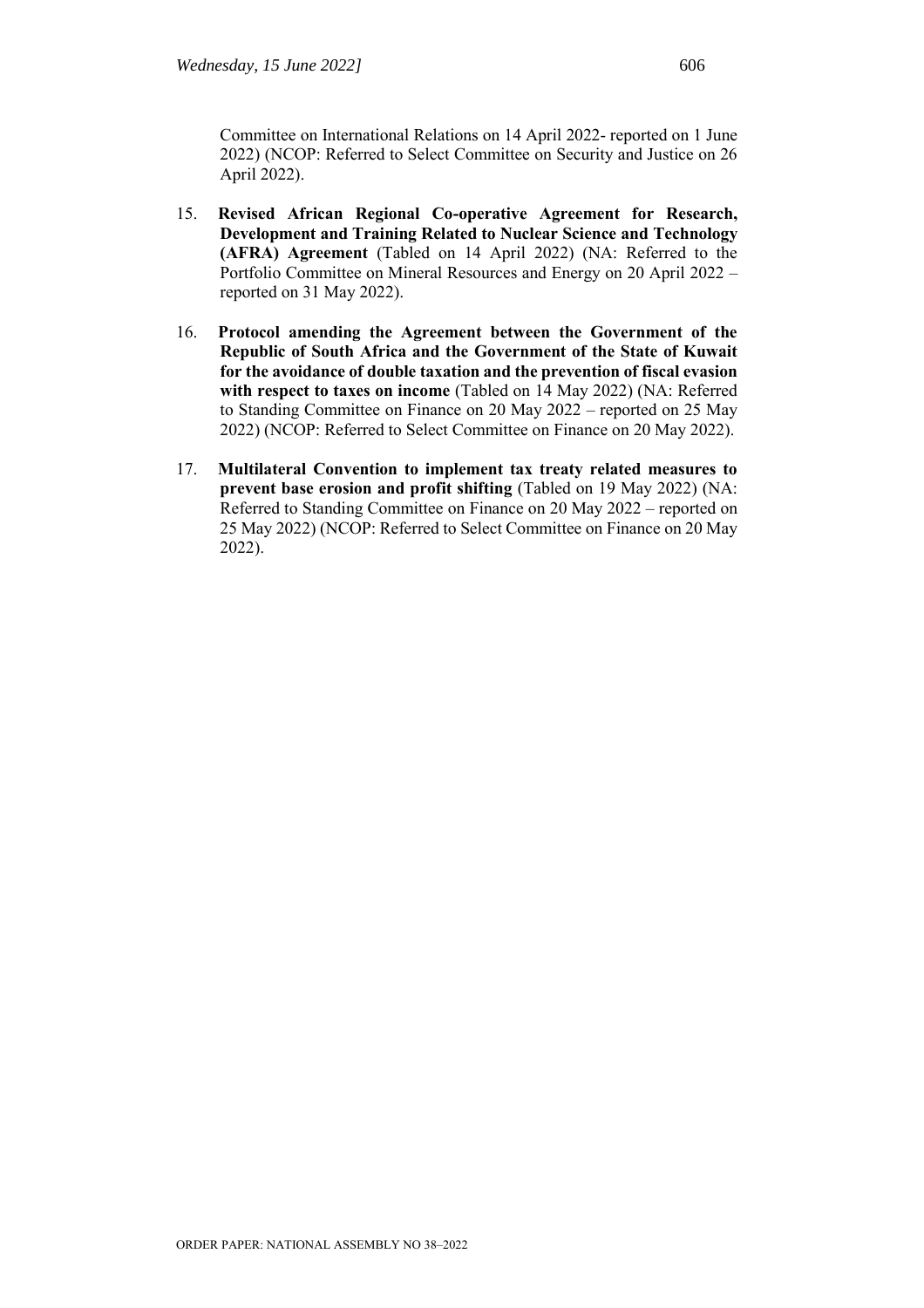Committee on International Relations on 14 April 2022- reported on 1 June 2022) (NCOP: Referred to Select Committee on Security and Justice on 26 April 2022).

15. **Revised African Regional Co-operative Agreement for Research, Development and Training Related to Nuclear Science and Technology (AFRA) Agreement** (Tabled on 14 April 2022) (NA: Referred to the Portfolio Committee on Mineral Resources and Energy on 20 April 2022 – reported on 31 May 2022).

16. **Protocol amending the Agreement between the Government of the Republic of South Africa and the Government of the State of Kuwait for the avoidance of double taxation and the prevention of fiscal evasion with respect to taxes on income** (Tabled on 14 May 2022) (NA: Referred to Standing Committee on Finance on 20 May 2022 – reported on 25 May 2022) (NCOP: Referred to Select Committee on Finance on 20 May 2022).

17. **Multilateral Convention to implement tax treaty related measures to prevent base erosion and profit shifting** (Tabled on 19 May 2022) (NA: Referred to Standing Committee on Finance on 20 May 2022 – reported on 25 May 2022) (NCOP: Referred to Select Committee on Finance on 20 May 2022).